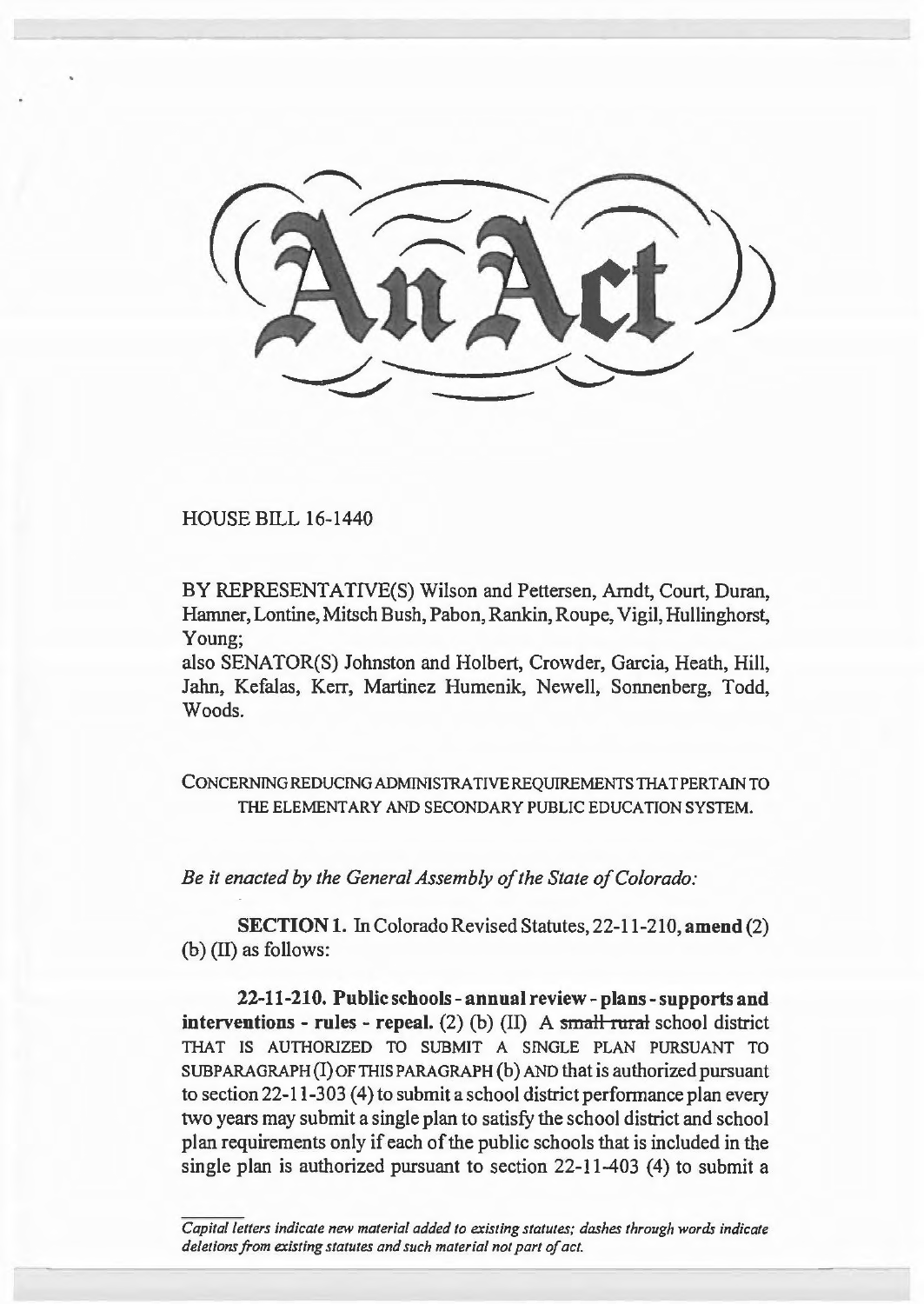# An Act

HOUSE BILL 16-1440

BY REPRESENTATIVE(S) Wilson and Pettersen, Arndt, Court, Duran, Hamner, Lontine, Mitsch Bush, Pabon, Rankin, Roupe, Vigil, Hullinghorst, Young;
also SENATOR(S) Johnston and Holbert, Crowder, Garcia, Heath, Hill, Jahn, Kefalas, Kerr, Martinez Humenik, Newell, Sonnenberg, Todd, Woods.

CONCERNING REDUCING ADMINISTRATIVE REQUIREMENTS THAT PERTAIN TO THE ELEMENTARY AND SECONDARY PUBLIC EDUCATION SYSTEM.

*Be it enacted by the General Assembly of the State of Colorado:*

**SECTION 1.** In Colorado Revised Statutes, 22-11-210, **amend** (2) (b) (II) as follows:

**22-11-210. Public schools - annual review - plans - supports and interventions - rules - repeal.** (2) (b) (II) A ~~small rural~~ school district THAT IS AUTHORIZED TO SUBMIT A SINGLE PLAN PURSUANT TO SUBPARAGRAPH (I) OF THIS PARAGRAPH (b) AND that is authorized pursuant to section 22-11-303 (4) to submit a school district performance plan every two years may submit a single plan to satisfy the school district and school plan requirements only if each of the public schools that is included in the single plan is authorized pursuant to section 22-11-403 (4) to submit a

*Capital letters indicate new material added to existing statutes; dashes through words indicate deletions from existing statutes and such material not part of act.*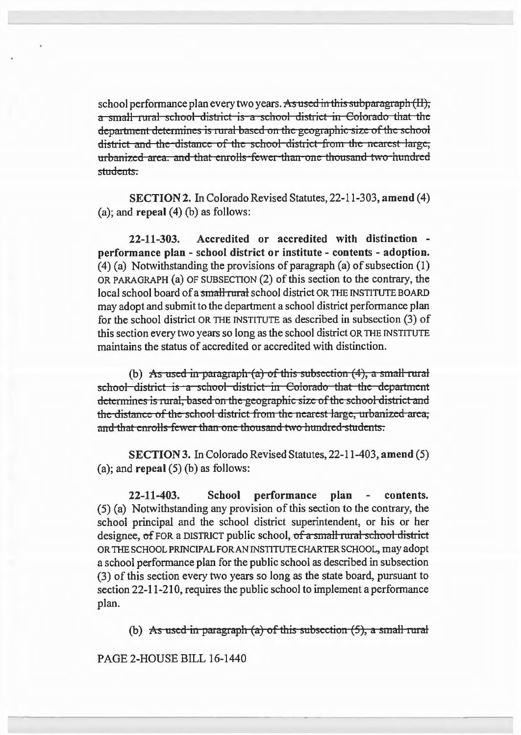school performance plan every two years. ~~As used in this subparagraph (II), a small rural school district is a school district in Colorado that the department determines is rural based on the geographic size of the school district and the distance of the school district from the nearest large, urbanized area. and that enrolls fewer than one thousand two hundred students.~~

**SECTION 2.** In Colorado Revised Statutes, 22-11-303, **amend** (4) (a); and **repeal** (4) (b) as follows:

**22-11-303. Accredited or accredited with distinction - performance plan - school district or institute - contents - adoption.** (4) (a) Notwithstanding the provisions of paragraph (a) of subsection (1) OR PARAGRAPH (a) OF SUBSECTION (2) of this section to the contrary, the local school board of a ~~small rural~~ school district OR THE INSTITUTE BOARD may adopt and submit to the department a school district performance plan for the school district OR THE INSTITUTE as described in subsection (3) of this section every two years so long as the school district OR THE INSTITUTE maintains the status of accredited or accredited with distinction.

(b) ~~As used in paragraph (a) of this subsection (4), a small rural school district is a school district in Colorado that the department determines is rural, based on the geographic size of the school district and the distance of the school district from the nearest large, urbanized area, and that enrolls fewer than one thousand two hundred students.~~

**SECTION 3.** In Colorado Revised Statutes, 22-11-403, **amend** (5) (a); and **repeal** (5) (b) as follows:

**22-11-403. School performance plan - contents.** (5) (a) Notwithstanding any provision of this section to the contrary, the school principal and the school district superintendent, or his or her designee, ~~of~~ FOR a DISTRICT public school, ~~of a small rural school district~~ OR THE SCHOOL PRINCIPAL FOR AN INSTITUTE CHARTER SCHOOL, may adopt a school performance plan for the public school as described in subsection (3) of this section every two years so long as the state board, pursuant to section 22-11-210, requires the public school to implement a performance plan.

(b) ~~As used in paragraph (a) of this subsection (5), a small rural~~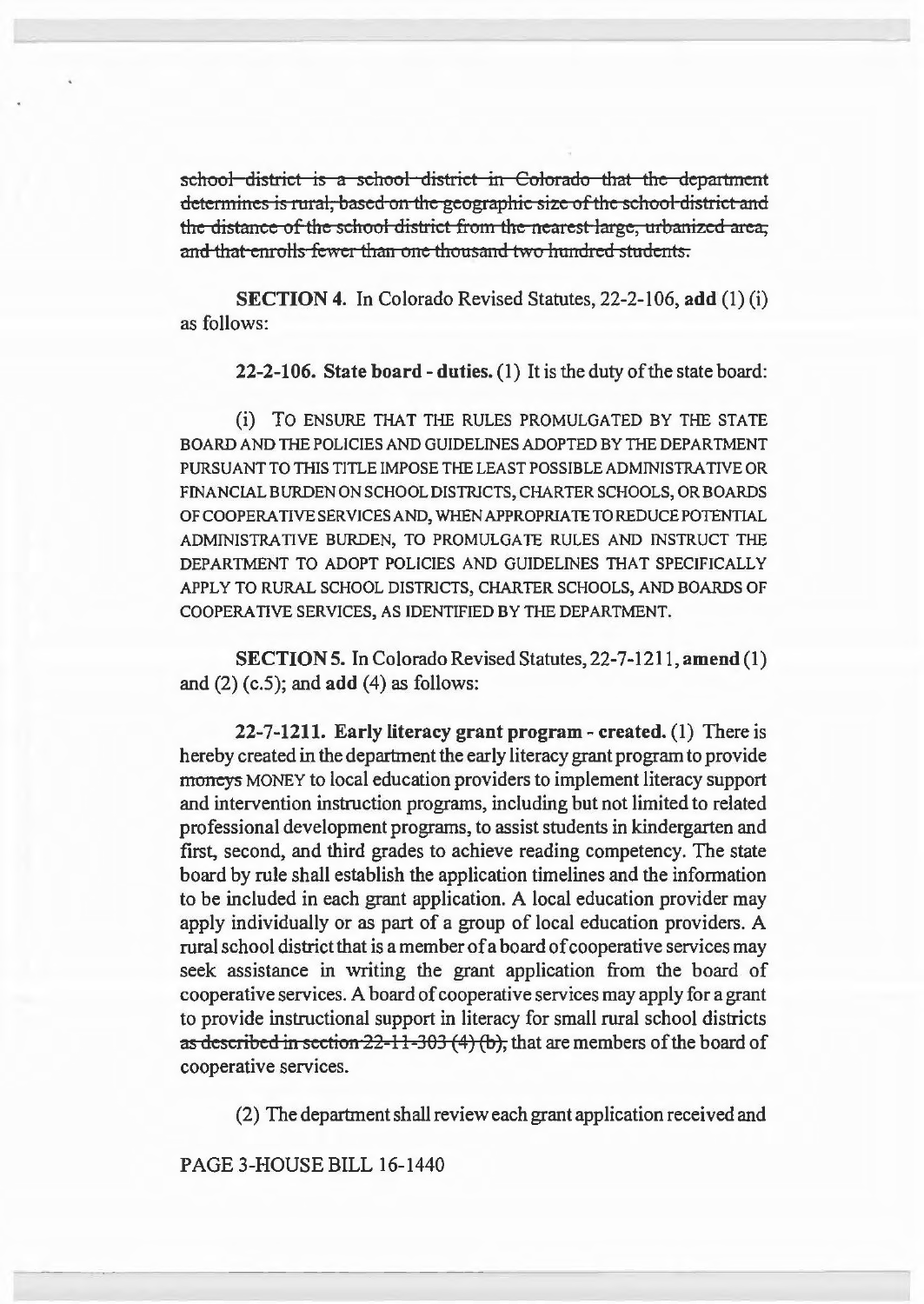~~school district is a school district in Colorado that the department determines is rural, based on the geographic size of the school district and the distance of the school district from the nearest large, urbanized area, and that enrolls fewer than one thousand two hundred students.~~

**SECTION 4.** In Colorado Revised Statutes, 22-2-106, **add** (1) (i) as follows:

**22-2-106. State board - duties.** (1) It is the duty of the state board:

(i) TO ENSURE THAT THE RULES PROMULGATED BY THE STATE BOARD AND THE POLICIES AND GUIDELINES ADOPTED BY THE DEPARTMENT PURSUANT TO THIS TITLE IMPOSE THE LEAST POSSIBLE ADMINISTRATIVE OR FINANCIAL BURDEN ON SCHOOL DISTRICTS, CHARTER SCHOOLS, OR BOARDS OF COOPERATIVE SERVICES AND, WHEN APPROPRIATE TO REDUCE POTENTIAL ADMINISTRATIVE BURDEN, TO PROMULGATE RULES AND INSTRUCT THE DEPARTMENT TO ADOPT POLICIES AND GUIDELINES THAT SPECIFICALLY APPLY TO RURAL SCHOOL DISTRICTS, CHARTER SCHOOLS, AND BOARDS OF COOPERATIVE SERVICES, AS IDENTIFIED BY THE DEPARTMENT.

**SECTION 5.** In Colorado Revised Statutes, 22-7-1211, **amend** (1) and (2) (c.5); and **add** (4) as follows:

**22-7-1211. Early literacy grant program - created.** (1) There is hereby created in the department the early literacy grant program to provide ~~moneys~~ MONEY to local education providers to implement literacy support and intervention instruction programs, including but not limited to related professional development programs, to assist students in kindergarten and first, second, and third grades to achieve reading competency. The state board by rule shall establish the application timelines and the information to be included in each grant application. A local education provider may apply individually or as part of a group of local education providers. A rural school district that is a member of a board of cooperative services may seek assistance in writing the grant application from the board of cooperative services. A board of cooperative services may apply for a grant to provide instructional support in literacy for small rural school districts ~~as described in section 22-11-303 (4) (b),~~ that are members of the board of cooperative services.

(2) The department shall review each grant application received and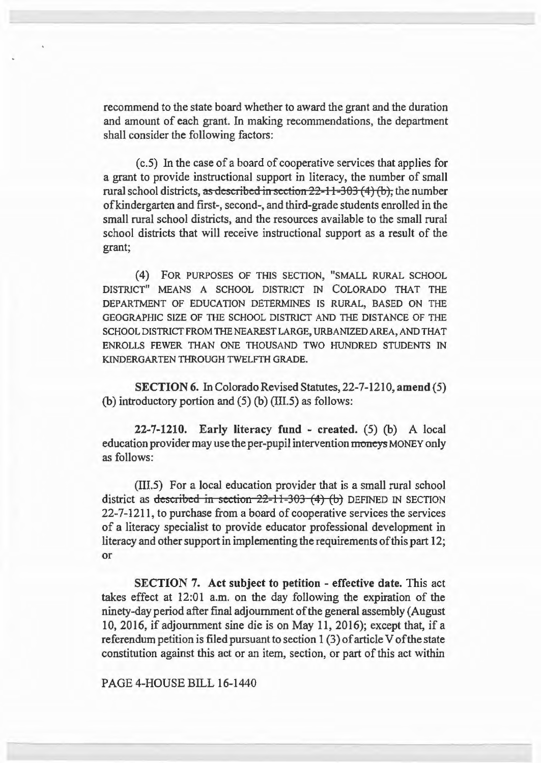recommend to the state board whether to award the grant and the duration and amount of each grant. In making recommendations, the department shall consider the following factors:

(c.5) In the case of a board of cooperative services that applies for a grant to provide instructional support in literacy, the number of small rural school districts, ~~as described in section 22-11-303 (4) (b)~~, the number of kindergarten and first-, second-, and third-grade students enrolled in the small rural school districts, and the resources available to the small rural school districts that will receive instructional support as a result of the grant;

(4) FOR PURPOSES OF THIS SECTION, "SMALL RURAL SCHOOL DISTRICT" MEANS A SCHOOL DISTRICT IN COLORADO THAT THE DEPARTMENT OF EDUCATION DETERMINES IS RURAL, BASED ON THE GEOGRAPHIC SIZE OF THE SCHOOL DISTRICT AND THE DISTANCE OF THE SCHOOL DISTRICT FROM THE NEAREST LARGE, URBANIZED AREA, AND THAT ENROLLS FEWER THAN ONE THOUSAND TWO HUNDRED STUDENTS IN KINDERGARTEN THROUGH TWELFTH GRADE.

**SECTION 6.** In Colorado Revised Statutes, 22-7-1210, **amend** (5) (b) introductory portion and (5) (b) (III.5) as follows:

**22-7-1210. Early literacy fund - created.** (5) (b) A local education provider may use the per-pupil intervention ~~moneys~~ MONEY only as follows:

(III.5) For a local education provider that is a small rural school district as ~~described in section 22-11-303 (4) (b)~~ DEFINED IN SECTION 22-7-1211, to purchase from a board of cooperative services the services of a literacy specialist to provide educator professional development in literacy and other support in implementing the requirements of this part 12; or

**SECTION 7. Act subject to petition - effective date.** This act takes effect at 12:01 a.m. on the day following the expiration of the ninety-day period after final adjournment of the general assembly (August 10, 2016, if adjournment sine die is on May 11, 2016); except that, if a referendum petition is filed pursuant to section 1 (3) of article V of the state constitution against this act or an item, section, or part of this act within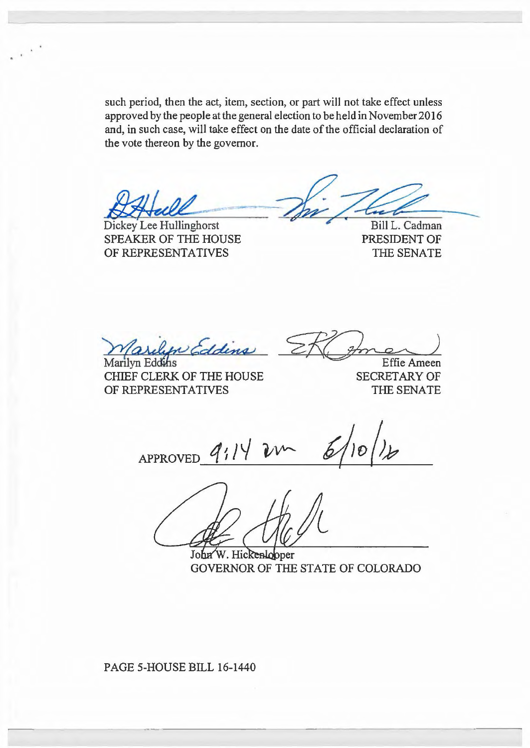such period, then the act, item, section, or part will not take effect unless approved by the people at the general election to be held in November 2016 and, in such case, will take effect on the date of the official declaration of the vote thereon by the governor.

Dickey Lee Hullinghorst
SPEAKER OF THE HOUSE
OF REPRESENTATIVES

Bill L. Cadman
PRESIDENT OF
THE SENATE

Marilyn Eddins
CHIEF CLERK OF THE HOUSE
OF REPRESENTATIVES

Effie Ameen
SECRETARY OF
THE SENATE

APPROVED 9:14 am 6/10/16

John W. Hickenlooper
GOVERNOR OF THE STATE OF COLORADO

PAGE 5-HOUSE BILL 16-1440